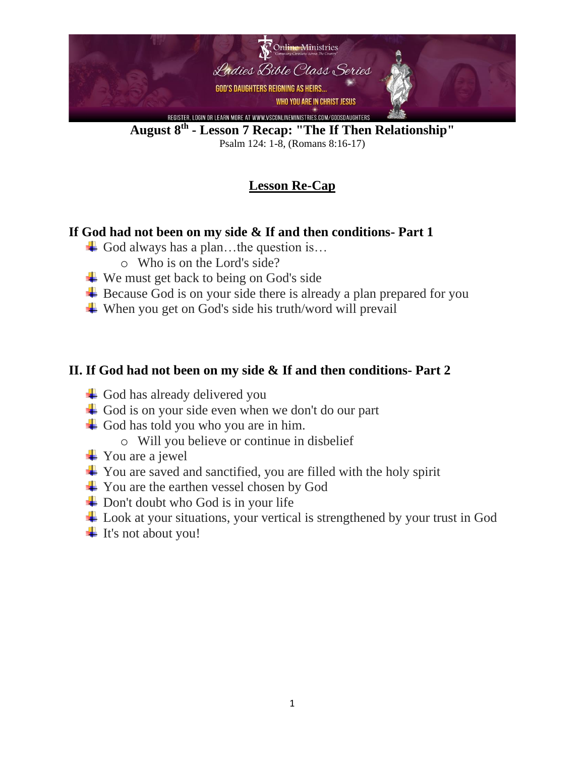**August 8th - Lesson 7 Recap: "The If Then Relationship"**

Psalm 124: 1-8, (Romans 8:16-17)

## Lesson Re-Cap

### If God had not been on my side & If and then conditions- Part 1

- God always has a plan…the question is…
  - Who is on the Lord's side?
- We must get back to being on God's side
- Because God is on your side there is already a plan prepared for you
- When you get on God's side his truth/word will prevail

### II. If God had not been on my side & If and then conditions- Part 2

- God has already delivered you
- God is on your side even when we don't do our part
- God has told you who you are in him.
  - Will you believe or continue in disbelief
- You are a jewel
- You are saved and sanctified, you are filled with the holy spirit
- You are the earthen vessel chosen by God
- Don't doubt who God is in your life
- Look at your situations, your vertical is strengthened by your trust in God
- It's not about you!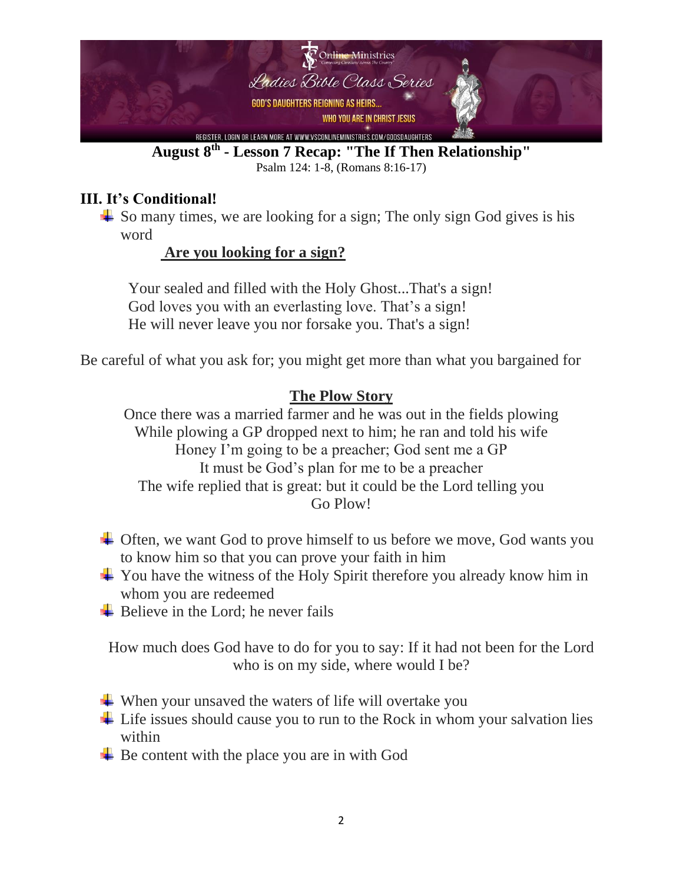**August 8th - Lesson 7 Recap: "The If Then Relationship"**

Psalm 124: 1-8, (Romans 8:16-17)

## III. It's Conditional!

- So many times, we are looking for a sign; The only sign God gives is his word

  **Are you looking for a sign?**

  Your sealed and filled with the Holy Ghost...That's a sign!
  God loves you with an everlasting love. That's a sign!
  He will never leave you nor forsake you. That's a sign!

Be careful of what you ask for; you might get more than what you bargained for

**The Plow Story**

Once there was a married farmer and he was out in the fields plowing
While plowing a GP dropped next to him; he ran and told his wife
Honey I'm going to be a preacher; God sent me a GP
It must be God's plan for me to be a preacher
The wife replied that is great: but it could be the Lord telling you
Go Plow!

- Often, we want God to prove himself to us before we move, God wants you to know him so that you can prove your faith in him
- You have the witness of the Holy Spirit therefore you already know him in whom you are redeemed
- Believe in the Lord; he never fails

How much does God have to do for you to say: If it had not been for the Lord who is on my side, where would I be?

- When your unsaved the waters of life will overtake you
- Life issues should cause you to run to the Rock in whom your salvation lies within
- Be content with the place you are in with God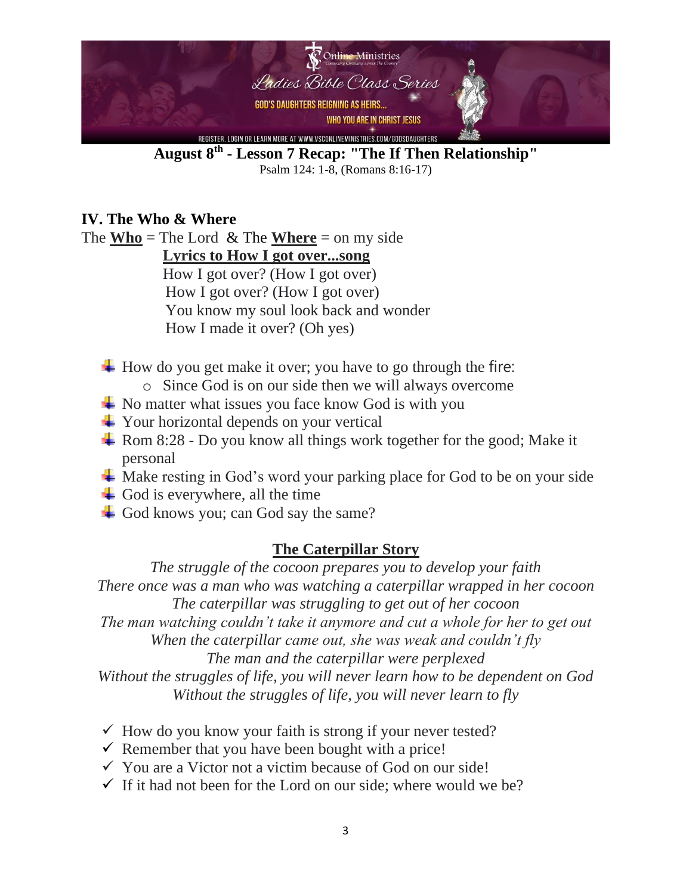**August 8th - Lesson 7 Recap: "The If Then Relationship"**

Psalm 124: 1-8, (Romans 8:16-17)

## IV. The Who & Where

The **Who** = The Lord & The **Where** = on my side

**Lyrics to How I got over...song**

How I got over? (How I got over)
How I got over? (How I got over)
You know my soul look back and wonder
How I made it over? (Oh yes)

- How do you get make it over; you have to go through the fire:
  - Since God is on our side then we will always overcome
- No matter what issues you face know God is with you
- Your horizontal depends on your vertical
- Rom 8:28 - Do you know all things work together for the good; Make it personal
- Make resting in God's word your parking place for God to be on your side
- God is everywhere, all the time
- God knows you; can God say the same?

### The Caterpillar Story

*The struggle of the cocoon prepares you to develop your faith*
*There once was a man who was watching a caterpillar wrapped in her cocoon*
*The caterpillar was struggling to get out of her cocoon*
*The man watching couldn't take it anymore and cut a whole for her to get out*
*When the caterpillar came out, she was weak and couldn't fly*
*The man and the caterpillar were perplexed*
*Without the struggles of life, you will never learn how to be dependent on God*
*Without the struggles of life, you will never learn to fly*

- ✓ How do you know your faith is strong if your never tested?
- ✓ Remember that you have been bought with a price!
- ✓ You are a Victor not a victim because of God on our side!
- ✓ If it had not been for the Lord on our side; where would we be?